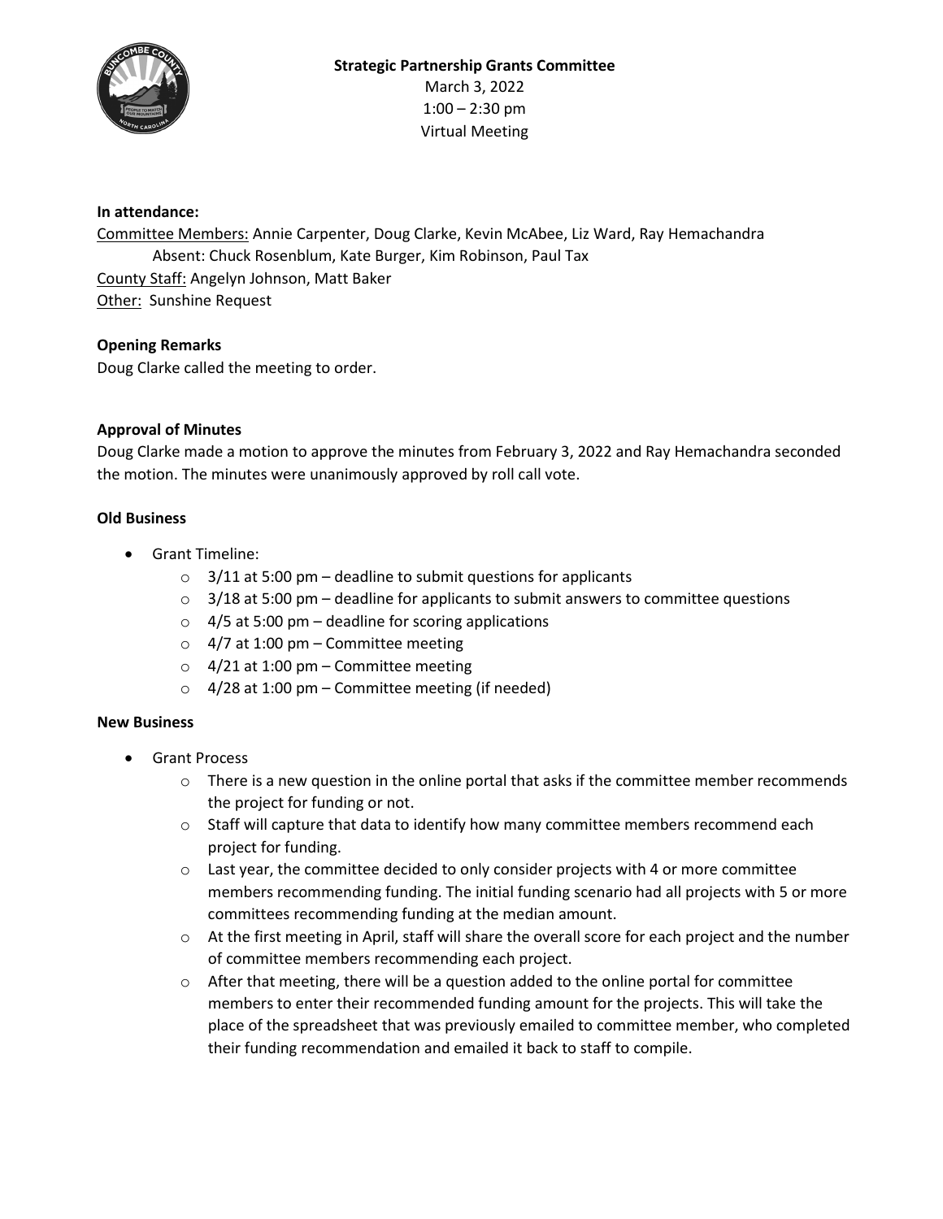**Strategic Partnership Grants Committee**

March 3, 2022

1:00 – 2:30 pm

Virtual Meeting

**In attendance:**

Committee Members: Annie Carpenter, Doug Clarke, Kevin McAbee, Liz Ward, Ray Hemachandra

Absent: Chuck Rosenblum, Kate Burger, Kim Robinson, Paul Tax

County Staff: Angelyn Johnson, Matt Baker

Other: Sunshine Request

**Opening Remarks**

Doug Clarke called the meeting to order.

**Approval of Minutes**

Doug Clarke made a motion to approve the minutes from February 3, 2022 and Ray Hemachandra seconded the motion. The minutes were unanimously approved by roll call vote.

**Old Business**

- Grant Timeline:
  - 3/11 at 5:00 pm – deadline to submit questions for applicants
  - 3/18 at 5:00 pm – deadline for applicants to submit answers to committee questions
  - 4/5 at 5:00 pm – deadline for scoring applications
  - 4/7 at 1:00 pm – Committee meeting
  - 4/21 at 1:00 pm – Committee meeting
  - 4/28 at 1:00 pm – Committee meeting (if needed)

**New Business**

- Grant Process
  - There is a new question in the online portal that asks if the committee member recommends the project for funding or not.
  - Staff will capture that data to identify how many committee members recommend each project for funding.
  - Last year, the committee decided to only consider projects with 4 or more committee members recommending funding. The initial funding scenario had all projects with 5 or more committees recommending funding at the median amount.
  - At the first meeting in April, staff will share the overall score for each project and the number of committee members recommending each project.
  - After that meeting, there will be a question added to the online portal for committee members to enter their recommended funding amount for the projects. This will take the place of the spreadsheet that was previously emailed to committee member, who completed their funding recommendation and emailed it back to staff to compile.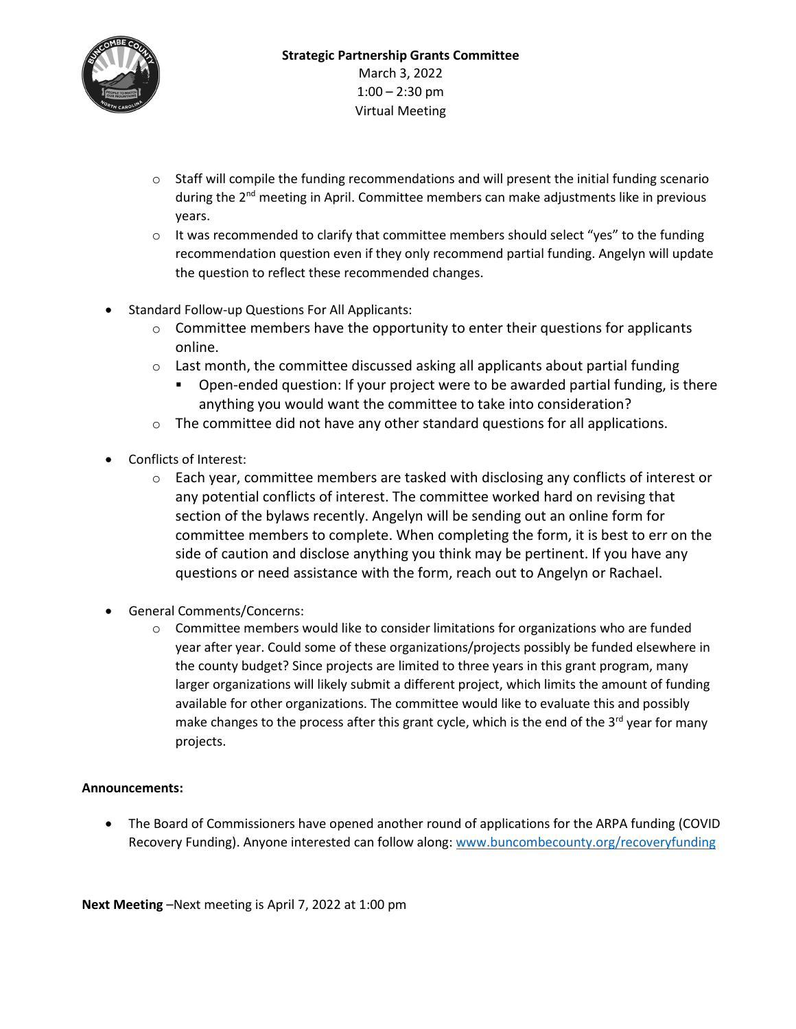Strategic Partnership Grants Committee
March 3, 2022
1:00 – 2:30 pm
Virtual Meeting

- Staff will compile the funding recommendations and will present the initial funding scenario during the 2nd meeting in April. Committee members can make adjustments like in previous years.
- It was recommended to clarify that committee members should select "yes" to the funding recommendation question even if they only recommend partial funding. Angelyn will update the question to reflect these recommended changes.

- Standard Follow-up Questions For All Applicants:
  - Committee members have the opportunity to enter their questions for applicants online.
  - Last month, the committee discussed asking all applicants about partial funding
    - Open-ended question: If your project were to be awarded partial funding, is there anything you would want the committee to take into consideration?
  - The committee did not have any other standard questions for all applications.

- Conflicts of Interest:
  - Each year, committee members are tasked with disclosing any conflicts of interest or any potential conflicts of interest. The committee worked hard on revising that section of the bylaws recently. Angelyn will be sending out an online form for committee members to complete. When completing the form, it is best to err on the side of caution and disclose anything you think may be pertinent. If you have any questions or need assistance with the form, reach out to Angelyn or Rachael.

- General Comments/Concerns:
  - Committee members would like to consider limitations for organizations who are funded year after year. Could some of these organizations/projects possibly be funded elsewhere in the county budget? Since projects are limited to three years in this grant program, many larger organizations will likely submit a different project, which limits the amount of funding available for other organizations. The committee would like to evaluate this and possibly make changes to the process after this grant cycle, which is the end of the 3rd year for many projects.

**Announcements:**

- The Board of Commissioners have opened another round of applications for the ARPA funding (COVID Recovery Funding). Anyone interested can follow along: [www.buncombecounty.org/recoveryfunding](www.buncombecounty.org/recoveryfunding)

**Next Meeting** –Next meeting is April 7, 2022 at 1:00 pm